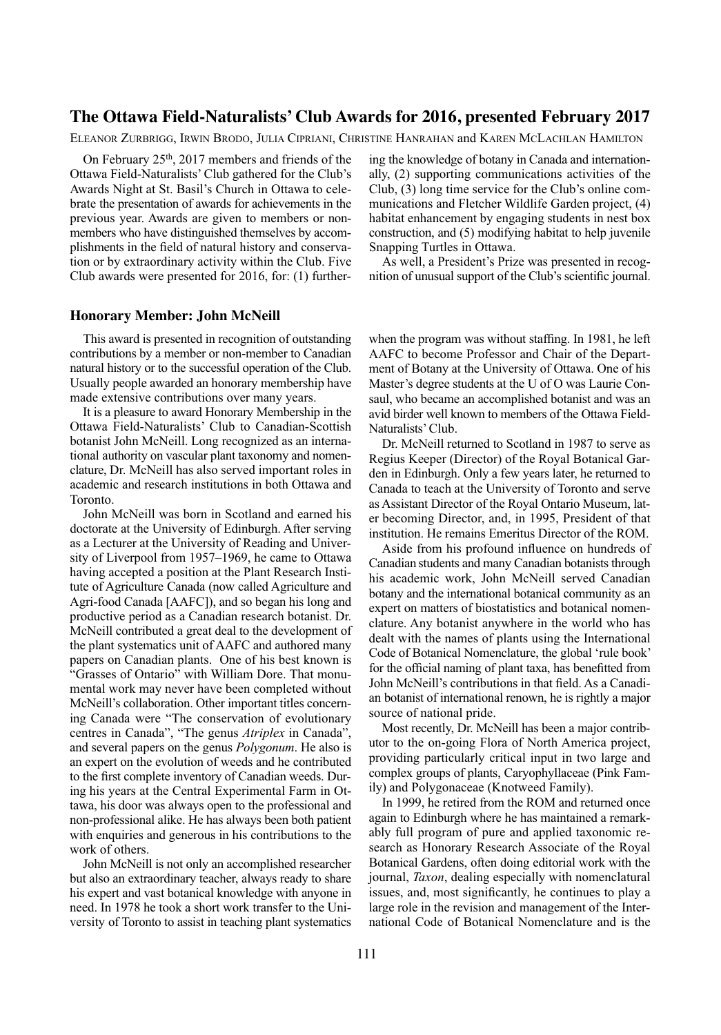# The Ottawa Field-Naturalists' Club Awards for 2016, presented February 2017

Eleanor Zurbrigg, Irwin Brodo, Julia Cipriani, Christine Hanrahan and Karen McLachlan Hamilton

On February 25th, 2017 members and friends of the Ottawa Field-Naturalists' Club gathered for the Club's Awards Night at St. Basil's Church in Ottawa to celebrate the presentation of awards for achievements in the previous year. Awards are given to members or non-members who have distinguished themselves by accomplishments in the field of natural history and conservation or by extraordinary activity within the Club. Five Club awards were presented for 2016, for: (1) furthering the knowledge of botany in Canada and internationally, (2) supporting communications activities of the Club, (3) long time service for the Club's online communications and Fletcher Wildlife Garden project, (4) habitat enhancement by engaging students in nest box construction, and (5) modifying habitat to help juvenile Snapping Turtles in Ottawa.

As well, a President's Prize was presented in recognition of unusual support of the Club's scientific journal.

## Honorary Member: John McNeill

This award is presented in recognition of outstanding contributions by a member or non-member to Canadian natural history or to the successful operation of the Club. Usually people awarded an honorary membership have made extensive contributions over many years.

It is a pleasure to award Honorary Membership in the Ottawa Field-Naturalists' Club to Canadian-Scottish botanist John McNeill. Long recognized as an international authority on vascular plant taxonomy and nomenclature, Dr. McNeill has also served important roles in academic and research institutions in both Ottawa and Toronto.

John McNeill was born in Scotland and earned his doctorate at the University of Edinburgh. After serving as a Lecturer at the University of Reading and University of Liverpool from 1957–1969, he came to Ottawa having accepted a position at the Plant Research Institute of Agriculture Canada (now called Agriculture and Agri-food Canada [AAFC]), and so began his long and productive period as a Canadian research botanist. Dr. McNeill contributed a great deal to the development of the plant systematics unit of AAFC and authored many papers on Canadian plants. One of his best known is "Grasses of Ontario" with William Dore. That monumental work may never have been completed without McNeill's collaboration. Other important titles concerning Canada were "The conservation of evolutionary centres in Canada", "The genus *Atriplex* in Canada", and several papers on the genus *Polygonum*. He also is an expert on the evolution of weeds and he contributed to the first complete inventory of Canadian weeds. During his years at the Central Experimental Farm in Ottawa, his door was always open to the professional and non-professional alike. He has always been both patient with enquiries and generous in his contributions to the work of others.

John McNeill is not only an accomplished researcher but also an extraordinary teacher, always ready to share his expert and vast botanical knowledge with anyone in need. In 1978 he took a short work transfer to the University of Toronto to assist in teaching plant systematics when the program was without staffing. In 1981, he left AAFC to become Professor and Chair of the Department of Botany at the University of Ottawa. One of his Master's degree students at the U of O was Laurie Consaul, who became an accomplished botanist and was an avid birder well known to members of the Ottawa Field-Naturalists' Club.

Dr. McNeill returned to Scotland in 1987 to serve as Regius Keeper (Director) of the Royal Botanical Garden in Edinburgh. Only a few years later, he returned to Canada to teach at the University of Toronto and serve as Assistant Director of the Royal Ontario Museum, later becoming Director, and, in 1995, President of that institution. He remains Emeritus Director of the ROM.

Aside from his profound influence on hundreds of Canadian students and many Canadian botanists through his academic work, John McNeill served Canadian botany and the international botanical community as an expert on matters of biostatistics and botanical nomenclature. Any botanist anywhere in the world who has dealt with the names of plants using the International Code of Botanical Nomenclature, the global 'rule book' for the official naming of plant taxa, has benefitted from John McNeill's contributions in that field. As a Canadian botanist of international renown, he is rightly a major source of national pride.

Most recently, Dr. McNeill has been a major contributor to the on-going Flora of North America project, providing particularly critical input in two large and complex groups of plants, Caryophyllaceae (Pink Family) and Polygonaceae (Knotweed Family).

In 1999, he retired from the ROM and returned once again to Edinburgh where he has maintained a remarkably full program of pure and applied taxonomic research as Honorary Research Associate of the Royal Botanical Gardens, often doing editorial work with the journal, *Taxon*, dealing especially with nomenclatural issues, and, most significantly, he continues to play a large role in the revision and management of the International Code of Botanical Nomenclature and is the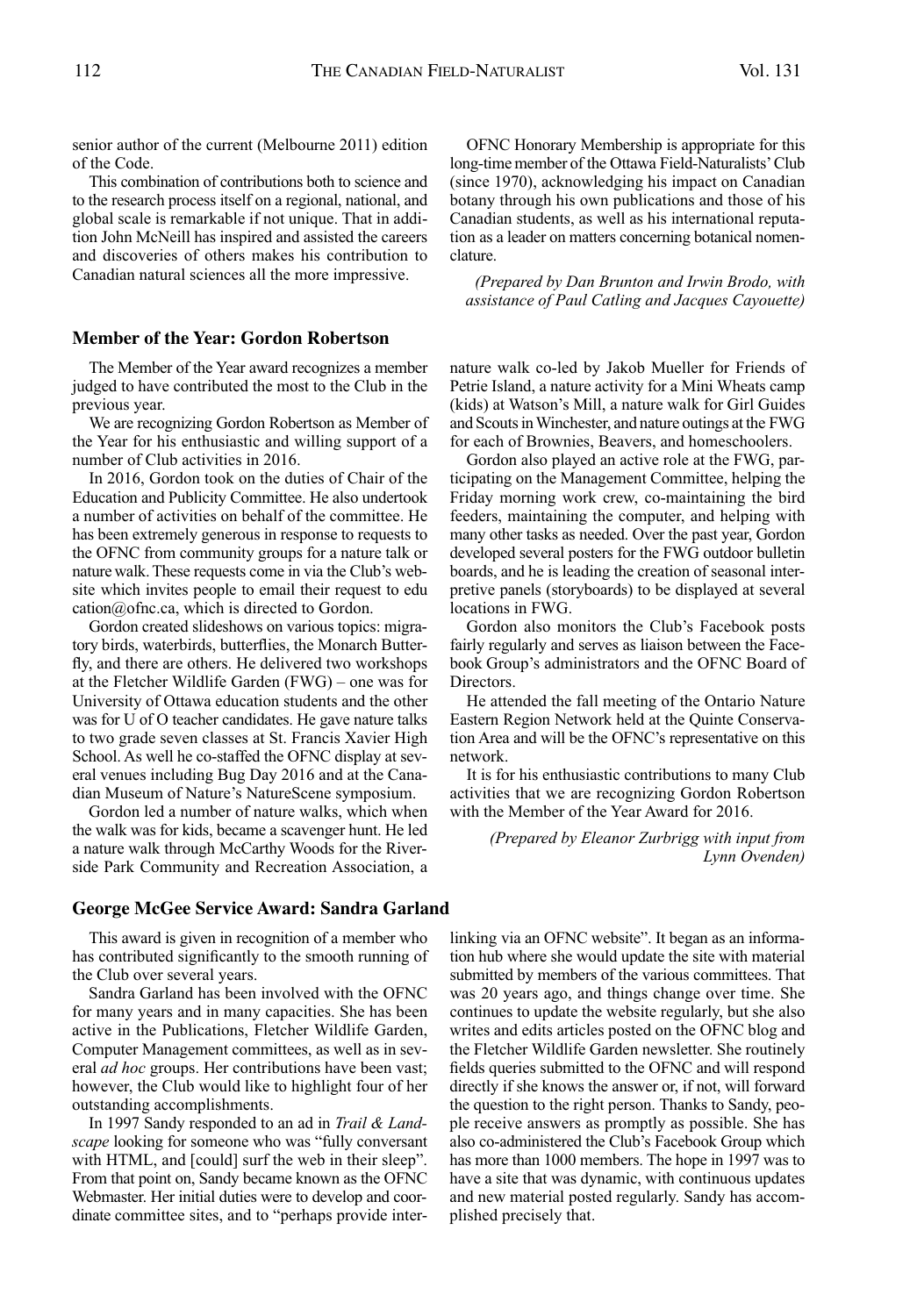senior author of the current (Melbourne 2011) edition of the Code.

This combination of contributions both to science and to the research process itself on a regional, national, and global scale is remarkable if not unique. That in addition John McNeill has inspired and assisted the careers and discoveries of others makes his contribution to Canadian natural sciences all the more impressive.

OFNC Honorary Membership is appropriate for this long-time member of the Ottawa Field-Naturalists' Club (since 1970), acknowledging his impact on Canadian botany through his own publications and those of his Canadian students, as well as his international reputation as a leader on matters concerning botanical nomenclature.

*(Prepared by Dan Brunton and Irwin Brodo, with assistance of Paul Catling and Jacques Cayouette)*

### Member of the Year: Gordon Robertson

The Member of the Year award recognizes a member judged to have contributed the most to the Club in the previous year.

We are recognizing Gordon Robertson as Member of the Year for his enthusiastic and willing support of a number of Club activities in 2016.

In 2016, Gordon took on the duties of Chair of the Education and Publicity Committee. He also undertook a number of activities on behalf of the committee. He has been extremely generous in response to requests to the OFNC from community groups for a nature talk or nature walk. These requests come in via the Club's website which invites people to email their request to education@ofnc.ca, which is directed to Gordon.

Gordon created slideshows on various topics: migratory birds, waterbirds, butterflies, the Monarch Butterfly, and there are others. He delivered two workshops at the Fletcher Wildlife Garden (FWG) – one was for University of Ottawa education students and the other was for U of O teacher candidates. He gave nature talks to two grade seven classes at St. Francis Xavier High School. As well he co-staffed the OFNC display at several venues including Bug Day 2016 and at the Canadian Museum of Nature's NatureScene symposium.

Gordon led a number of nature walks, which when the walk was for kids, became a scavenger hunt. He led a nature walk through McCarthy Woods for the Riverside Park Community and Recreation Association, a nature walk co-led by Jakob Mueller for Friends of Petrie Island, a nature activity for a Mini Wheats camp (kids) at Watson's Mill, a nature walk for Girl Guides and Scouts in Winchester, and nature outings at the FWG for each of Brownies, Beavers, and homeschoolers.

Gordon also played an active role at the FWG, participating on the Management Committee, helping the Friday morning work crew, co-maintaining the bird feeders, maintaining the computer, and helping with many other tasks as needed. Over the past year, Gordon developed several posters for the FWG outdoor bulletin boards, and he is leading the creation of seasonal interpretive panels (storyboards) to be displayed at several locations in FWG.

Gordon also monitors the Club's Facebook posts fairly regularly and serves as liaison between the Facebook Group's administrators and the OFNC Board of Directors.

He attended the fall meeting of the Ontario Nature Eastern Region Network held at the Quinte Conservation Area and will be the OFNC's representative on this network.

It is for his enthusiastic contributions to many Club activities that we are recognizing Gordon Robertson with the Member of the Year Award for 2016.

*(Prepared by Eleanor Zurbrigg with input from Lynn Ovenden)*

### George McGee Service Award: Sandra Garland

This award is given in recognition of a member who has contributed significantly to the smooth running of the Club over several years.

Sandra Garland has been involved with the OFNC for many years and in many capacities. She has been active in the Publications, Fletcher Wildlife Garden, Computer Management committees, as well as in several *ad hoc* groups. Her contributions have been vast; however, the Club would like to highlight four of her outstanding accomplishments.

In 1997 Sandy responded to an ad in *Trail & Landscape* looking for someone who was "fully conversant with HTML, and [could] surf the web in their sleep". From that point on, Sandy became known as the OFNC Webmaster. Her initial duties were to develop and coordinate committee sites, and to "perhaps provide interlinking via an OFNC website". It began as an information hub where she would update the site with material submitted by members of the various committees. That was 20 years ago, and things change over time. She continues to update the website regularly, but she also writes and edits articles posted on the OFNC blog and the Fletcher Wildlife Garden newsletter. She routinely fields queries submitted to the OFNC and will respond directly if she knows the answer or, if not, will forward the question to the right person. Thanks to Sandy, people receive answers as promptly as possible. She has also co-administered the Club's Facebook Group which has more than 1000 members. The hope in 1997 was to have a site that was dynamic, with continuous updates and new material posted regularly. Sandy has accomplished precisely that.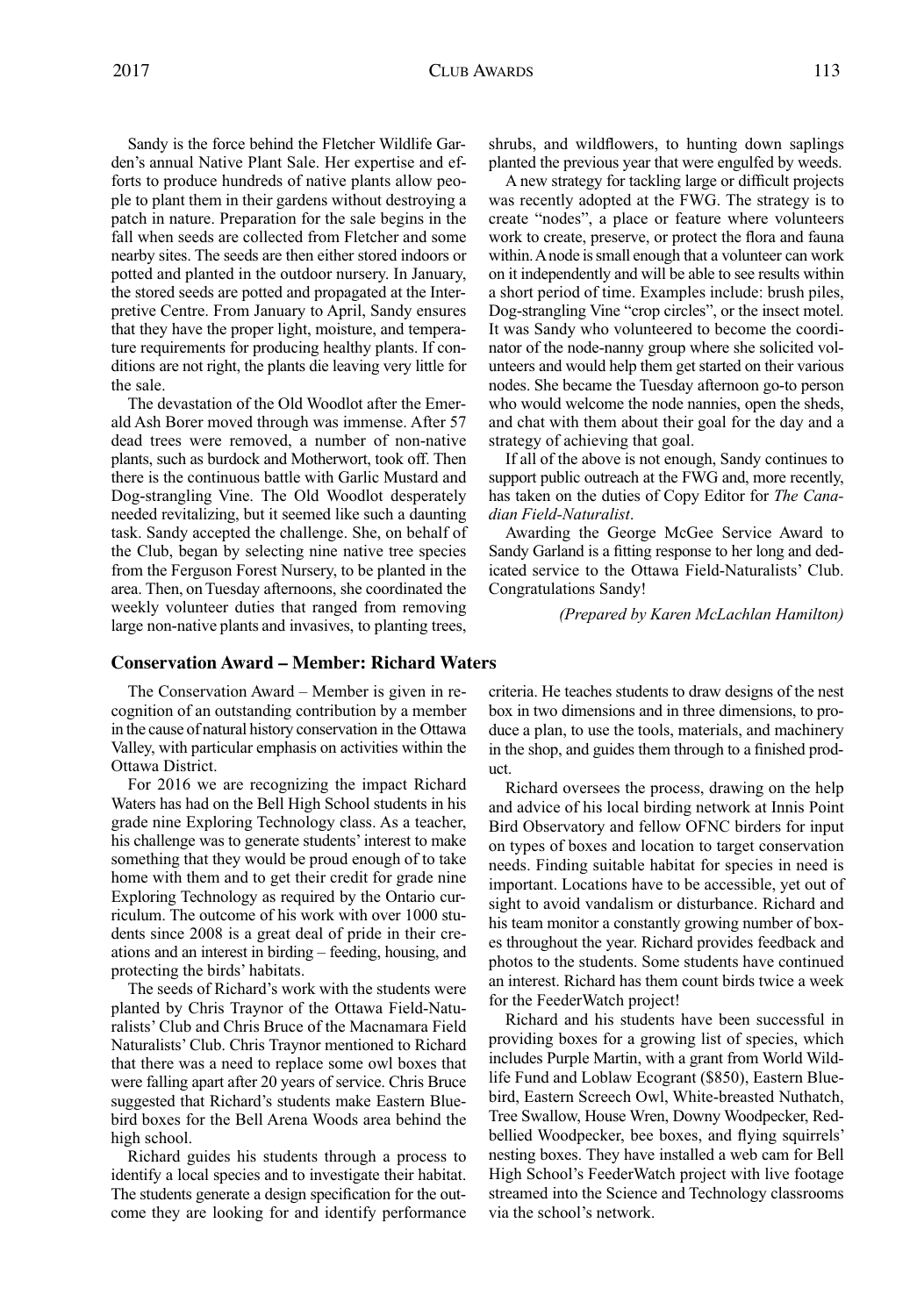Sandy is the force behind the Fletcher Wildlife Garden's annual Native Plant Sale. Her expertise and efforts to produce hundreds of native plants allow people to plant them in their gardens without destroying a patch in nature. Preparation for the sale begins in the fall when seeds are collected from Fletcher and some nearby sites. The seeds are then either stored indoors or potted and planted in the outdoor nursery. In January, the stored seeds are potted and propagated at the Interpretive Centre. From January to April, Sandy ensures that they have the proper light, moisture, and temperature requirements for producing healthy plants. If conditions are not right, the plants die leaving very little for the sale.

The devastation of the Old Woodlot after the Emerald Ash Borer moved through was immense. After 57 dead trees were removed, a number of non-native plants, such as burdock and Motherwort, took off. Then there is the continuous battle with Garlic Mustard and Dog-strangling Vine. The Old Woodlot desperately needed revitalizing, but it seemed like such a daunting task. Sandy accepted the challenge. She, on behalf of the Club, began by selecting nine native tree species from the Ferguson Forest Nursery, to be planted in the area. Then, on Tuesday afternoons, she coordinated the weekly volunteer duties that ranged from removing large non-native plants and invasives, to planting trees, shrubs, and wildflowers, to hunting down saplings planted the previous year that were engulfed by weeds.

A new strategy for tackling large or difficult projects was recently adopted at the FWG. The strategy is to create "nodes", a place or feature where volunteers work to create, preserve, or protect the flora and fauna within. A node is small enough that a volunteer can work on it independently and will be able to see results within a short period of time. Examples include: brush piles, Dog-strangling Vine "crop circles", or the insect motel. It was Sandy who volunteered to become the coordinator of the node-nanny group where she solicited volunteers and would help them get started on their various nodes. She became the Tuesday afternoon go-to person who would welcome the node nannies, open the sheds, and chat with them about their goal for the day and a strategy of achieving that goal.

If all of the above is not enough, Sandy continues to support public outreach at the FWG and, more recently, has taken on the duties of Copy Editor for *The Canadian Field-Naturalist*.

Awarding the George McGee Service Award to Sandy Garland is a fitting response to her long and dedicated service to the Ottawa Field-Naturalists' Club. Congratulations Sandy!

*(Prepared by Karen McLachlan Hamilton)*

## Conservation Award – Member: Richard Waters

The Conservation Award – Member is given in recognition of an outstanding contribution by a member in the cause of natural history conservation in the Ottawa Valley, with particular emphasis on activities within the Ottawa District.

For 2016 we are recognizing the impact Richard Waters has had on the Bell High School students in his grade nine Exploring Technology class. As a teacher, his challenge was to generate students' interest to make something that they would be proud enough of to take home with them and to get their credit for grade nine Exploring Technology as required by the Ontario curriculum. The outcome of his work with over 1000 students since 2008 is a great deal of pride in their creations and an interest in birding – feeding, housing, and protecting the birds' habitats.

The seeds of Richard's work with the students were planted by Chris Traynor of the Ottawa Field-Naturalists' Club and Chris Bruce of the Macnamara Field Naturalists' Club. Chris Traynor mentioned to Richard that there was a need to replace some owl boxes that were falling apart after 20 years of service. Chris Bruce suggested that Richard's students make Eastern Bluebird boxes for the Bell Arena Woods area behind the high school.

Richard guides his students through a process to identify a local species and to investigate their habitat. The students generate a design specification for the outcome they are looking for and identify performance criteria. He teaches students to draw designs of the nest box in two dimensions and in three dimensions, to produce a plan, to use the tools, materials, and machinery in the shop, and guides them through to a finished product.

Richard oversees the process, drawing on the help and advice of his local birding network at Innis Point Bird Observatory and fellow OFNC birders for input on types of boxes and location to target conservation needs. Finding suitable habitat for species in need is important. Locations have to be accessible, yet out of sight to avoid vandalism or disturbance. Richard and his team monitor a constantly growing number of boxes throughout the year. Richard provides feedback and photos to the students. Some students have continued an interest. Richard has them count birds twice a week for the FeederWatch project!

Richard and his students have been successful in providing boxes for a growing list of species, which includes Purple Martin, with a grant from World Wildlife Fund and Loblaw Ecogrant ($850), Eastern Bluebird, Eastern Screech Owl, White-breasted Nuthatch, Tree Swallow, House Wren, Downy Woodpecker, Red-bellied Woodpecker, bee boxes, and flying squirrels' nesting boxes. They have installed a web cam for Bell High School's FeederWatch project with live footage streamed into the Science and Technology classrooms via the school's network.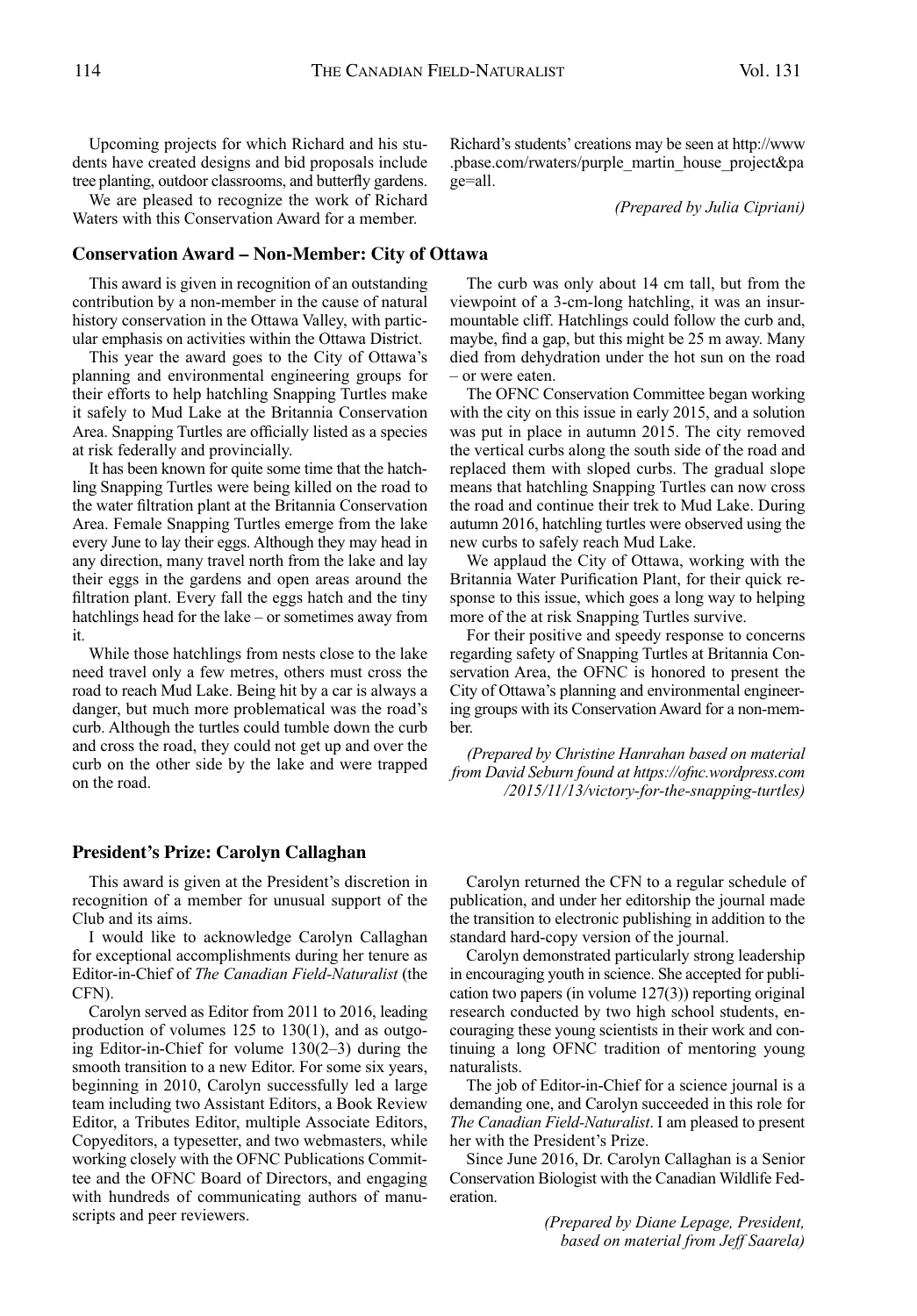Upcoming projects for which Richard and his students have created designs and bid proposals include tree planting, outdoor classrooms, and butterfly gardens.

We are pleased to recognize the work of Richard Waters with this Conservation Award for a member.

Richard's students' creations may be seen at http://www.pbase.com/rwaters/purple_martin_house_project&page=all.

*(Prepared by Julia Cipriani)*

### Conservation Award – Non-Member: City of Ottawa

This award is given in recognition of an outstanding contribution by a non-member in the cause of natural history conservation in the Ottawa Valley, with particular emphasis on activities within the Ottawa District.

This year the award goes to the City of Ottawa's planning and environmental engineering groups for their efforts to help hatchling Snapping Turtles make it safely to Mud Lake at the Britannia Conservation Area. Snapping Turtles are officially listed as a species at risk federally and provincially.

It has been known for quite some time that the hatchling Snapping Turtles were being killed on the road to the water filtration plant at the Britannia Conservation Area. Female Snapping Turtles emerge from the lake every June to lay their eggs. Although they may head in any direction, many travel north from the lake and lay their eggs in the gardens and open areas around the filtration plant. Every fall the eggs hatch and the tiny hatchlings head for the lake – or sometimes away from it.

While those hatchlings from nests close to the lake need travel only a few metres, others must cross the road to reach Mud Lake. Being hit by a car is always a danger, but much more problematical was the road's curb. Although the turtles could tumble down the curb and cross the road, they could not get up and over the curb on the other side by the lake and were trapped on the road.

The curb was only about 14 cm tall, but from the viewpoint of a 3-cm-long hatchling, it was an insurmountable cliff. Hatchlings could follow the curb and, maybe, find a gap, but this might be 25 m away. Many died from dehydration under the hot sun on the road – or were eaten.

The OFNC Conservation Committee began working with the city on this issue in early 2015, and a solution was put in place in autumn 2015. The city removed the vertical curbs along the south side of the road and replaced them with sloped curbs. The gradual slope means that hatchling Snapping Turtles can now cross the road and continue their trek to Mud Lake. During autumn 2016, hatchling turtles were observed using the new curbs to safely reach Mud Lake.

We applaud the City of Ottawa, working with the Britannia Water Purification Plant, for their quick response to this issue, which goes a long way to helping more of the at risk Snapping Turtles survive.

For their positive and speedy response to concerns regarding safety of Snapping Turtles at Britannia Conservation Area, the OFNC is honored to present the City of Ottawa's planning and environmental engineering groups with its Conservation Award for a non-member.

*(Prepared by Christine Hanrahan based on material from David Seburn found at https://ofnc.wordpress.com/2015/11/13/victory-for-the-snapping-turtles)*

### President's Prize: Carolyn Callaghan

This award is given at the President's discretion in recognition of a member for unusual support of the Club and its aims.

I would like to acknowledge Carolyn Callaghan for exceptional accomplishments during her tenure as Editor-in-Chief of *The Canadian Field-Naturalist* (the CFN).

Carolyn served as Editor from 2011 to 2016, leading production of volumes 125 to 130(1), and as outgoing Editor-in-Chief for volume 130(2–3) during the smooth transition to a new Editor. For some six years, beginning in 2010, Carolyn successfully led a large team including two Assistant Editors, a Book Review Editor, a Tributes Editor, multiple Associate Editors, Copyeditors, a typesetter, and two webmasters, while working closely with the OFNC Publications Committee and the OFNC Board of Directors, and engaging with hundreds of communicating authors of manuscripts and peer reviewers.

Carolyn returned the CFN to a regular schedule of publication, and under her editorship the journal made the transition to electronic publishing in addition to the standard hard-copy version of the journal.

Carolyn demonstrated particularly strong leadership in encouraging youth in science. She accepted for publication two papers (in volume 127(3)) reporting original research conducted by two high school students, encouraging these young scientists in their work and continuing a long OFNC tradition of mentoring young naturalists.

The job of Editor-in-Chief for a science journal is a demanding one, and Carolyn succeeded in this role for *The Canadian Field-Naturalist*. I am pleased to present her with the President's Prize.

Since June 2016, Dr. Carolyn Callaghan is a Senior Conservation Biologist with the Canadian Wildlife Federation.

*(Prepared by Diane Lepage, President, based on material from Jeff Saarela)*